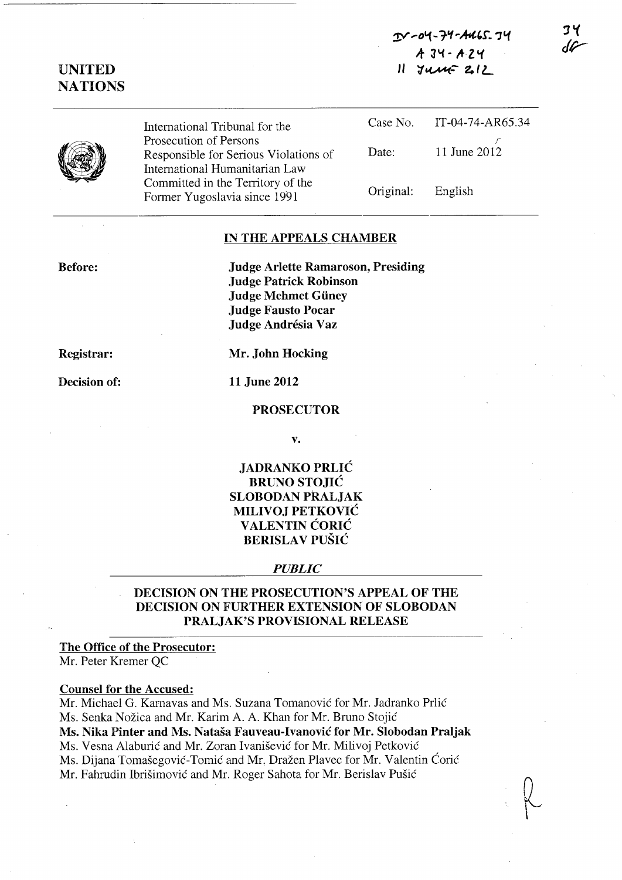IT-04-74-AR65.34
A 34 - A 24
11 June 2012

**UNITED NATIONS**

| International Tribunal for the Prosecution of Persons Responsible for Serious Violations of International Humanitarian Law Committed in the Territory of the Former Yugoslavia since 1991 | Case No. | IT-04-74-AR65.34 |
|---|---|---|
| | Date: | 11 June 2012 |
| | Original: | English |

## IN THE APPEALS CHAMBER

**Before:**

**Judge Arlette Ramaroson, Presiding**
**Judge Patrick Robinson**
**Judge Mehmet Güney**
**Judge Fausto Pocar**
**Judge Andrésia Vaz**

**Registrar:** **Mr. John Hocking**

**Decision of:** **11 June 2012**

**PROSECUTOR**

**v.**

**JADRANKO PRLIĆ**
**BRUNO STOJIĆ**
**SLOBODAN PRALJAK**
**MILIVOJ PETKOVIĆ**
**VALENTIN ĆORIĆ**
**BERISLAV PUŠIĆ**

***PUBLIC***

## DECISION ON THE PROSECUTION'S APPEAL OF THE DECISION ON FURTHER EXTENSION OF SLOBODAN PRALJAK'S PROVISIONAL RELEASE

**The Office of the Prosecutor:**
Mr. Peter Kremer QC

**Counsel for the Accused:**
Mr. Michael G. Karnavas and Ms. Suzana Tomanović for Mr. Jadranko Prlić
Ms. Senka Nožica and Mr. Karim A. A. Khan for Mr. Bruno Stojić
**Ms. Nika Pinter and Ms. Nataša Fauveau-Ivanović for Mr. Slobodan Praljak**
Ms. Vesna Alaburić and Mr. Zoran Ivanišević for Mr. Milivoj Petković
Ms. Dijana Tomašegović-Tomić and Mr. Dražen Plavec for Mr. Valentin Ćorić
Mr. Fahrudin Ibrišimović and Mr. Roger Sahota for Mr. Berislav Pušić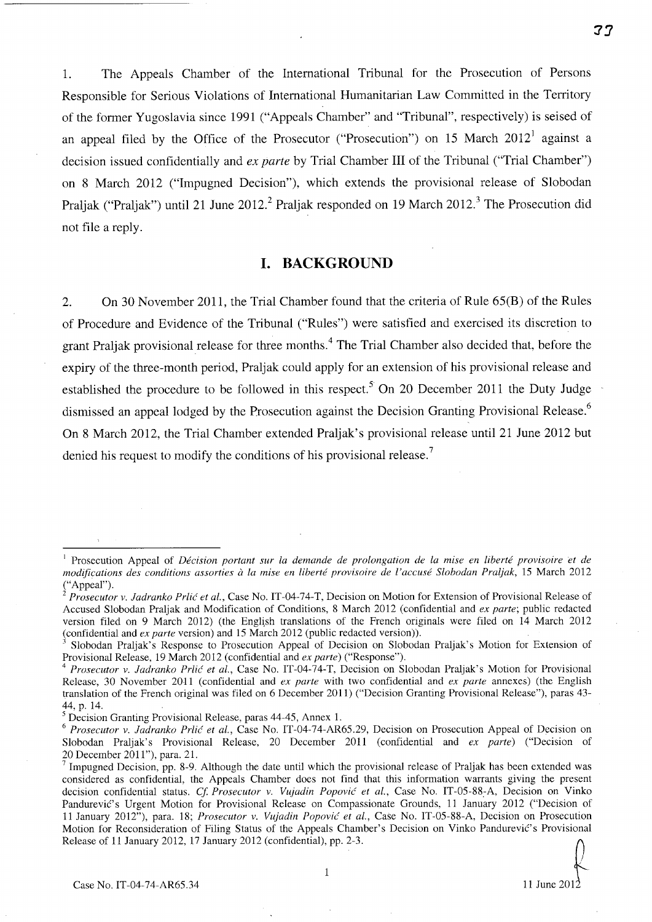1. The Appeals Chamber of the International Tribunal for the Prosecution of Persons Responsible for Serious Violations of International Humanitarian Law Committed in the Territory of the former Yugoslavia since 1991 ("Appeals Chamber" and "Tribunal", respectively) is seised of an appeal filed by the Office of the Prosecutor ("Prosecution") on 15 March 2012[1] against a decision issued confidentially and *ex parte* by Trial Chamber III of the Tribunal ("Trial Chamber") on 8 March 2012 ("Impugned Decision"), which extends the provisional release of Slobodan Praljak ("Praljak") until 21 June 2012.[2] Praljak responded on 19 March 2012.[3] The Prosecution did not file a reply.

## I. BACKGROUND

2. On 30 November 2011, the Trial Chamber found that the criteria of Rule 65(B) of the Rules of Procedure and Evidence of the Tribunal ("Rules") were satisfied and exercised its discretion to grant Praljak provisional release for three months.[4] The Trial Chamber also decided that, before the expiry of the three-month period, Praljak could apply for an extension of his provisional release and established the procedure to be followed in this respect.[5] On 20 December 2011 the Duty Judge dismissed an appeal lodged by the Prosecution against the Decision Granting Provisional Release.[6] On 8 March 2012, the Trial Chamber extended Praljak's provisional release until 21 June 2012 but denied his request to modify the conditions of his provisional release.[7]

---

[1] Prosecution Appeal of *Décision portant sur la demande de prolongation de la mise en liberté provisoire et de modifications des conditions assorties à la mise en liberté provisoire de l'accusé Slobodan Praljak*, 15 March 2012 ("Appeal").

[2] *Prosecutor v. Jadranko Prlić et al.*, Case No. IT-04-74-T, Decision on Motion for Extension of Provisional Release of Accused Slobodan Praljak and Modification of Conditions, 8 March 2012 (confidential and *ex parte*; public redacted version filed on 9 March 2012) (the English translations of the French originals were filed on 14 March 2012 (confidential and *ex parte* version) and 15 March 2012 (public redacted version)).

[3] Slobodan Praljak's Response to Prosecution Appeal of Decision on Slobodan Praljak's Motion for Extension of Provisional Release, 19 March 2012 (confidential and *ex parte*) ("Response").

[4] *Prosecutor v. Jadranko Prlić et al.*, Case No. IT-04-74-T, Decision on Slobodan Praljak's Motion for Provisional Release, 30 November 2011 (confidential and *ex parte* with two confidential and *ex parte* annexes) (the English translation of the French original was filed on 6 December 2011) ("Decision Granting Provisional Release"), paras 43-44, p. 14.

[5] Decision Granting Provisional Release, paras 44-45, Annex 1.

[6] *Prosecutor v. Jadranko Prlić et al.*, Case No. IT-04-74-AR65.29, Decision on Prosecution Appeal of Decision on Slobodan Praljak's Provisional Release, 20 December 2011 (confidential and *ex parte*) ("Decision of 20 December 2011"), para. 21.

[7] Impugned Decision, pp. 8-9. Although the date until which the provisional release of Praljak has been extended was considered as confidential, the Appeals Chamber does not find that this information warrants giving the present decision confidential status. *Cf. Prosecutor v. Vujadin Popović et al.*, Case No. IT-05-88-A, Decision on Vinko Pandurević's Urgent Motion for Provisional Release on Compassionate Grounds, 11 January 2012 ("Decision of 11 January 2012"), para. 18; *Prosecutor v. Vujadin Popović et al.*, Case No. IT-05-88-A, Decision on Prosecution Motion for Reconsideration of Filing Status of the Appeals Chamber's Decision on Vinko Pandurević's Provisional Release of 11 January 2012, 17 January 2012 (confidential), pp. 2-3.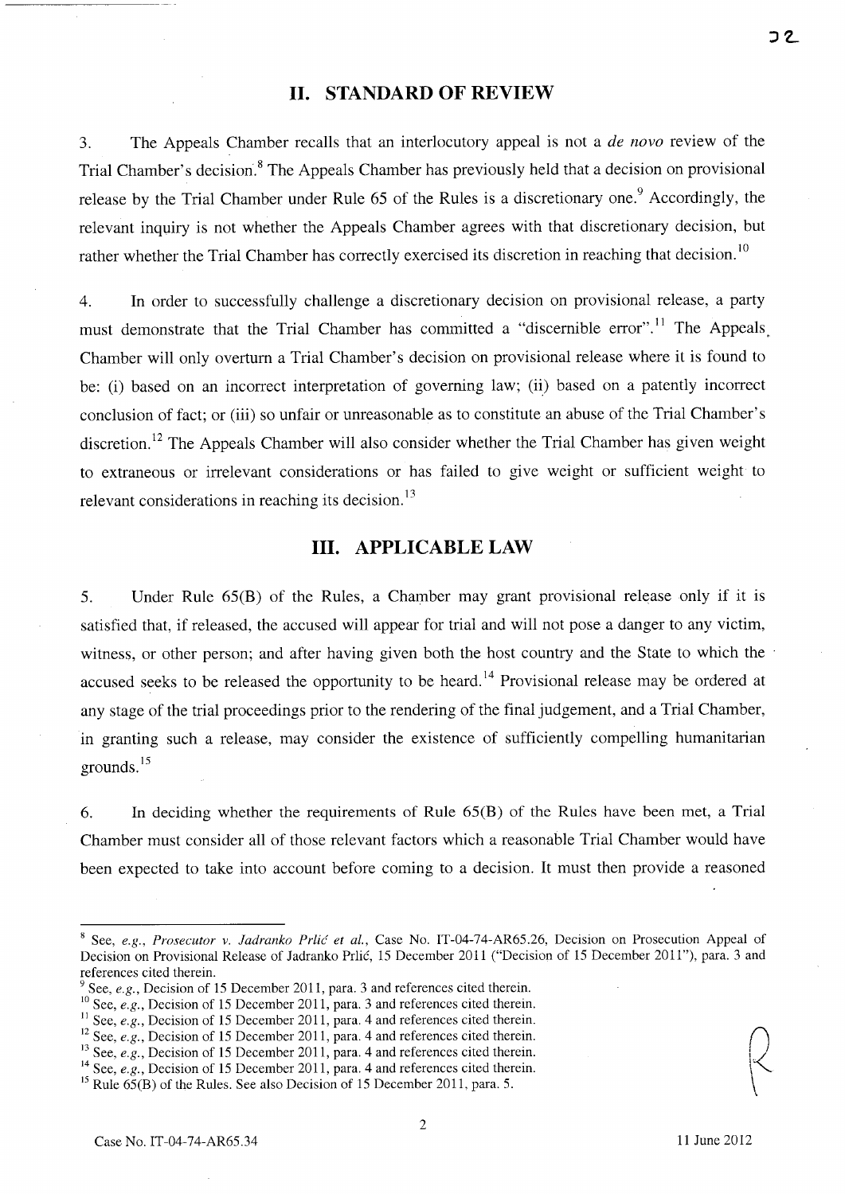## II. STANDARD OF REVIEW

3. The Appeals Chamber recalls that an interlocutory appeal is not a *de novo* review of the Trial Chamber's decision.[8] The Appeals Chamber has previously held that a decision on provisional release by the Trial Chamber under Rule 65 of the Rules is a discretionary one.[9] Accordingly, the relevant inquiry is not whether the Appeals Chamber agrees with that discretionary decision, but rather whether the Trial Chamber has correctly exercised its discretion in reaching that decision.[10]

4. In order to successfully challenge a discretionary decision on provisional release, a party must demonstrate that the Trial Chamber has committed a "discernible error".[11] The Appeals Chamber will only overturn a Trial Chamber's decision on provisional release where it is found to be: (i) based on an incorrect interpretation of governing law; (ii) based on a patently incorrect conclusion of fact; or (iii) so unfair or unreasonable as to constitute an abuse of the Trial Chamber's discretion.[12] The Appeals Chamber will also consider whether the Trial Chamber has given weight to extraneous or irrelevant considerations or has failed to give weight or sufficient weight to relevant considerations in reaching its decision.[13]

## III. APPLICABLE LAW

5. Under Rule 65(B) of the Rules, a Chamber may grant provisional release only if it is satisfied that, if released, the accused will appear for trial and will not pose a danger to any victim, witness, or other person; and after having given both the host country and the State to which the accused seeks to be released the opportunity to be heard.[14] Provisional release may be ordered at any stage of the trial proceedings prior to the rendering of the final judgement, and a Trial Chamber, in granting such a release, may consider the existence of sufficiently compelling humanitarian grounds.[15]

6. In deciding whether the requirements of Rule 65(B) of the Rules have been met, a Trial Chamber must consider all of those relevant factors which a reasonable Trial Chamber would have been expected to take into account before coming to a decision. It must then provide a reasoned

---

[8] See, *e.g.*, *Prosecutor v. Jadranko Prlić et al.*, Case No. IT-04-74-AR65.26, Decision on Prosecution Appeal of Decision on Provisional Release of Jadranko Prlić, 15 December 2011 ("Decision of 15 December 2011"), para. 3 and references cited therein.

[9] See, *e.g.*, Decision of 15 December 2011, para. 3 and references cited therein.

[10] See, *e.g.*, Decision of 15 December 2011, para. 3 and references cited therein.

[11] See, *e.g.*, Decision of 15 December 2011, para. 4 and references cited therein.

[12] See, *e.g.*, Decision of 15 December 2011, para. 4 and references cited therein.

[13] See, *e.g.*, Decision of 15 December 2011, para. 4 and references cited therein.

[14] See, *e.g.*, Decision of 15 December 2011, para. 4 and references cited therein.

[15] Rule 65(B) of the Rules. See also Decision of 15 December 2011, para. 5.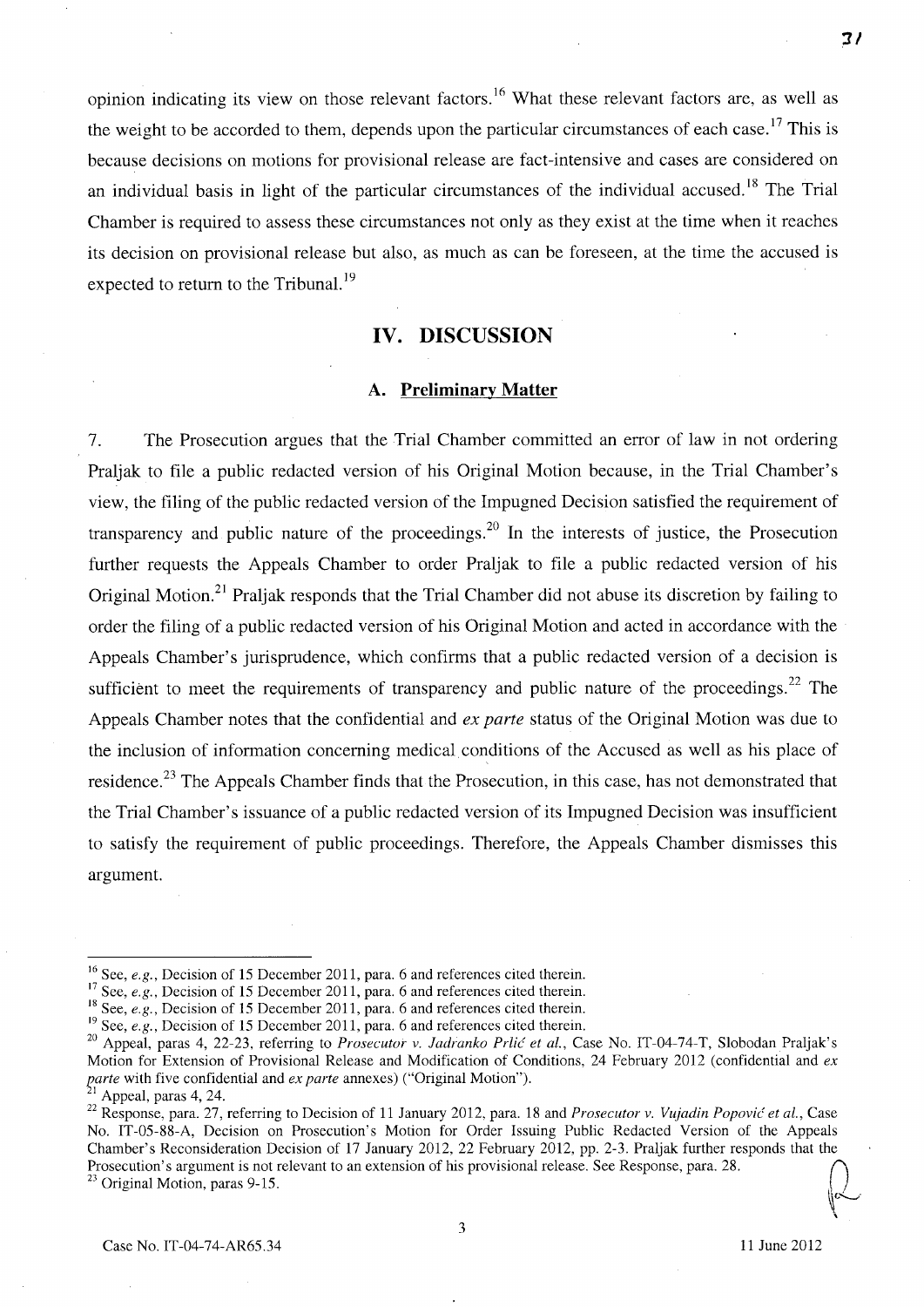opinion indicating its view on those relevant factors.[16] What these relevant factors are, as well as the weight to be accorded to them, depends upon the particular circumstances of each case.[17] This is because decisions on motions for provisional release are fact-intensive and cases are considered on an individual basis in light of the particular circumstances of the individual accused.[18] The Trial Chamber is required to assess these circumstances not only as they exist at the time when it reaches its decision on provisional release but also, as much as can be foreseen, at the time the accused is expected to return to the Tribunal.[19]

## IV. DISCUSSION

### A. Preliminary Matter

7. The Prosecution argues that the Trial Chamber committed an error of law in not ordering Praljak to file a public redacted version of his Original Motion because, in the Trial Chamber's view, the filing of the public redacted version of the Impugned Decision satisfied the requirement of transparency and public nature of the proceedings.[20] In the interests of justice, the Prosecution further requests the Appeals Chamber to order Praljak to file a public redacted version of his Original Motion.[21] Praljak responds that the Trial Chamber did not abuse its discretion by failing to order the filing of a public redacted version of his Original Motion and acted in accordance with the Appeals Chamber's jurisprudence, which confirms that a public redacted version of a decision is sufficient to meet the requirements of transparency and public nature of the proceedings.[22] The Appeals Chamber notes that the confidential and *ex parte* status of the Original Motion was due to the inclusion of information concerning medical conditions of the Accused as well as his place of residence.[23] The Appeals Chamber finds that the Prosecution, in this case, has not demonstrated that the Trial Chamber's issuance of a public redacted version of its Impugned Decision was insufficient to satisfy the requirement of public proceedings. Therefore, the Appeals Chamber dismisses this argument.

---

[16] See, *e.g.*, Decision of 15 December 2011, para. 6 and references cited therein.

[17] See, *e.g.*, Decision of 15 December 2011, para. 6 and references cited therein.

[18] See, *e.g.*, Decision of 15 December 2011, para. 6 and references cited therein.

[19] See, *e.g.*, Decision of 15 December 2011, para. 6 and references cited therein.

[20] Appeal, paras 4, 22-23, referring to *Prosecutor v. Jadranko Prlić et al.*, Case No. IT-04-74-T, Slobodan Praljak's Motion for Extension of Provisional Release and Modification of Conditions, 24 February 2012 (confidential and *ex parte* with five confidential and *ex parte* annexes) ("Original Motion").

[21] Appeal, paras 4, 24.

[22] Response, para. 27, referring to Decision of 11 January 2012, para. 18 and *Prosecutor v. Vujadin Popović et al.*, Case No. IT-05-88-A, Decision on Prosecution's Motion for Order Issuing Public Redacted Version of the Appeals Chamber's Reconsideration Decision of 17 January 2012, 22 February 2012, pp. 2-3. Praljak further responds that the Prosecution's argument is not relevant to an extension of his provisional release. See Response, para. 28.

[23] Original Motion, paras 9-15.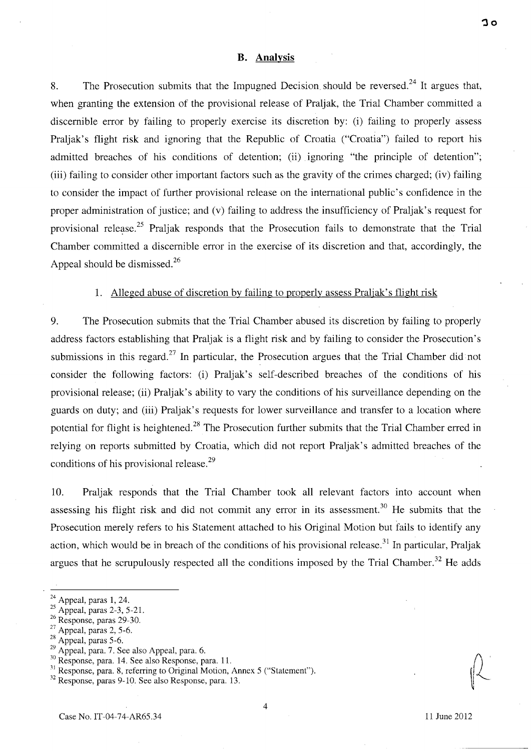## B. Analysis

8. The Prosecution submits that the Impugned Decision should be reversed.[24] It argues that, when granting the extension of the provisional release of Praljak, the Trial Chamber committed a discernible error by failing to properly exercise its discretion by: (i) failing to properly assess Praljak's flight risk and ignoring that the Republic of Croatia ("Croatia") failed to report his admitted breaches of his conditions of detention; (ii) ignoring "the principle of detention"; (iii) failing to consider other important factors such as the gravity of the crimes charged; (iv) failing to consider the impact of further provisional release on the international public's confidence in the proper administration of justice; and (v) failing to address the insufficiency of Praljak's request for provisional release.[25] Praljak responds that the Prosecution fails to demonstrate that the Trial Chamber committed a discernible error in the exercise of its discretion and that, accordingly, the Appeal should be dismissed.[26]

### 1. Alleged abuse of discretion by failing to properly assess Praljak's flight risk

9. The Prosecution submits that the Trial Chamber abused its discretion by failing to properly address factors establishing that Praljak is a flight risk and by failing to consider the Prosecution's submissions in this regard.[27] In particular, the Prosecution argues that the Trial Chamber did not consider the following factors: (i) Praljak's self-described breaches of the conditions of his provisional release; (ii) Praljak's ability to vary the conditions of his surveillance depending on the guards on duty; and (iii) Praljak's requests for lower surveillance and transfer to a location where potential for flight is heightened.[28] The Prosecution further submits that the Trial Chamber erred in relying on reports submitted by Croatia, which did not report Praljak's admitted breaches of the conditions of his provisional release.[29]

10. Praljak responds that the Trial Chamber took all relevant factors into account when assessing his flight risk and did not commit any error in its assessment.[30] He submits that the Prosecution merely refers to his Statement attached to his Original Motion but fails to identify any action, which would be in breach of the conditions of his provisional release.[31] In particular, Praljak argues that he scrupulously respected all the conditions imposed by the Trial Chamber.[32] He adds

---

[24] Appeal, paras 1, 24.
[25] Appeal, paras 2-3, 5-21.
[26] Response, paras 29-30.
[27] Appeal, paras 2, 5-6.
[28] Appeal, paras 5-6.
[29] Appeal, para. 7. See also Appeal, para. 6.
[30] Response, para. 14. See also Response, para. 11.
[31] Response, para. 8, referring to Original Motion, Annex 5 ("Statement").
[32] Response, paras 9-10. See also Response, para. 13.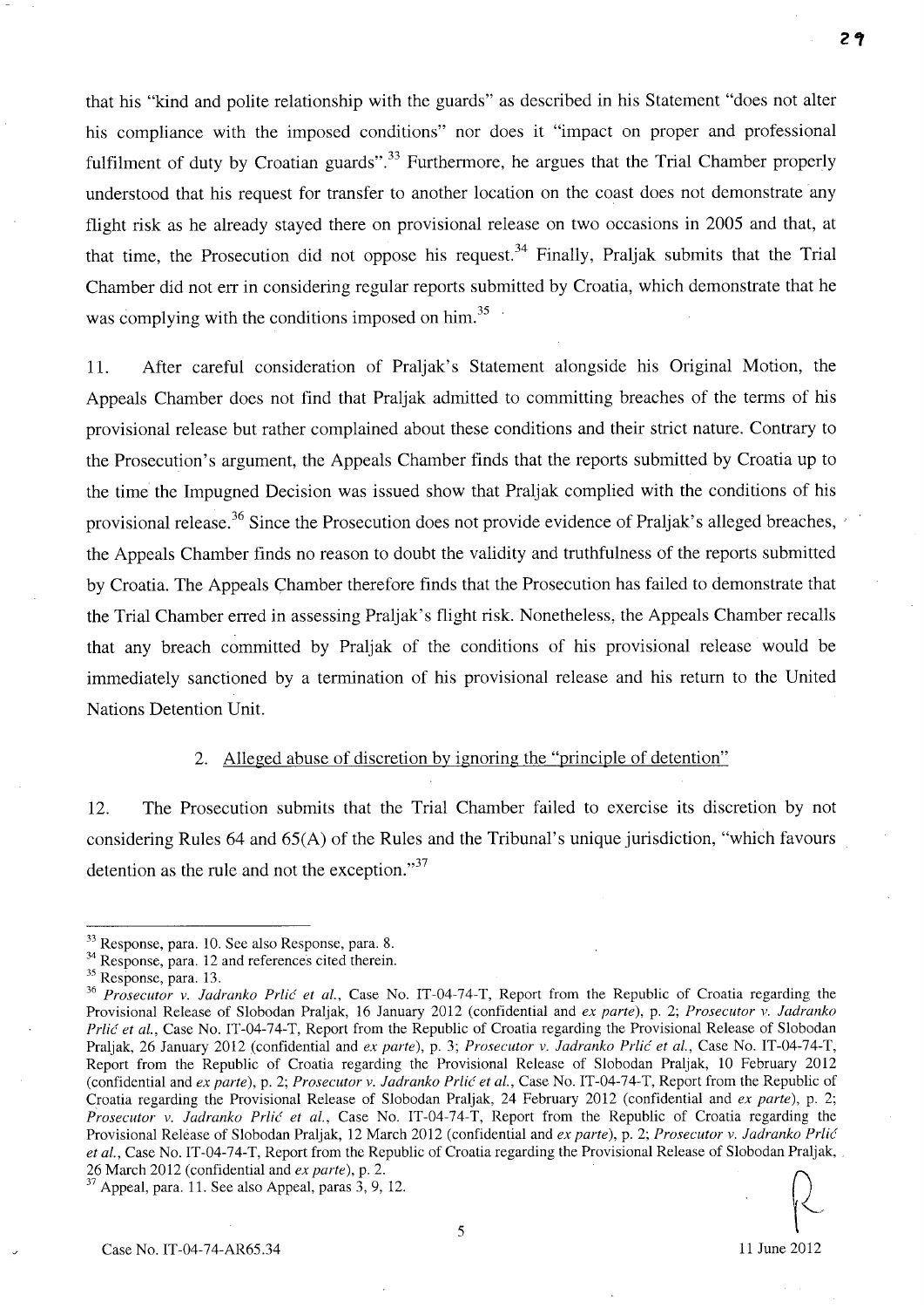that his "kind and polite relationship with the guards" as described in his Statement "does not alter his compliance with the imposed conditions" nor does it "impact on proper and professional fulfilment of duty by Croatian guards".[33] Furthermore, he argues that the Trial Chamber properly understood that his request for transfer to another location on the coast does not demonstrate any flight risk as he already stayed there on provisional release on two occasions in 2005 and that, at that time, the Prosecution did not oppose his request.[34] Finally, Praljak submits that the Trial Chamber did not err in considering regular reports submitted by Croatia, which demonstrate that he was complying with the conditions imposed on him.[35]

11. After careful consideration of Praljak's Statement alongside his Original Motion, the Appeals Chamber does not find that Praljak admitted to committing breaches of the terms of his provisional release but rather complained about these conditions and their strict nature. Contrary to the Prosecution's argument, the Appeals Chamber finds that the reports submitted by Croatia up to the time the Impugned Decision was issued show that Praljak complied with the conditions of his provisional release.[36] Since the Prosecution does not provide evidence of Praljak's alleged breaches, the Appeals Chamber finds no reason to doubt the validity and truthfulness of the reports submitted by Croatia. The Appeals Chamber therefore finds that the Prosecution has failed to demonstrate that the Trial Chamber erred in assessing Praljak's flight risk. Nonetheless, the Appeals Chamber recalls that any breach committed by Praljak of the conditions of his provisional release would be immediately sanctioned by a termination of his provisional release and his return to the United Nations Detention Unit.

### 2. Alleged abuse of discretion by ignoring the "principle of detention"

12. The Prosecution submits that the Trial Chamber failed to exercise its discretion by not considering Rules 64 and 65(A) of the Rules and the Tribunal's unique jurisdiction, "which favours detention as the rule and not the exception."[37]

---

[33] Response, para. 10. See also Response, para. 8.

[34] Response, para. 12 and references cited therein.

[35] Response, para. 13.

[36] *Prosecutor v. Jadranko Prlić et al.*, Case No. IT-04-74-T, Report from the Republic of Croatia regarding the Provisional Release of Slobodan Praljak, 16 January 2012 (confidential and *ex parte*), p. 2; *Prosecutor v. Jadranko Prlić et al.*, Case No. IT-04-74-T, Report from the Republic of Croatia regarding the Provisional Release of Slobodan Praljak, 26 January 2012 (confidential and *ex parte*), p. 3; *Prosecutor v. Jadranko Prlić et al.*, Case No. IT-04-74-T, Report from the Republic of Croatia regarding the Provisional Release of Slobodan Praljak, 10 February 2012 (confidential and *ex parte*), p. 2; *Prosecutor v. Jadranko Prlić et al.*, Case No. IT-04-74-T, Report from the Republic of Croatia regarding the Provisional Release of Slobodan Praljak, 24 February 2012 (confidential and *ex parte*), p. 2; *Prosecutor v. Jadranko Prlić et al.*, Case No. IT-04-74-T, Report from the Republic of Croatia regarding the Provisional Release of Slobodan Praljak, 12 March 2012 (confidential and *ex parte*), p. 2; *Prosecutor v. Jadranko Prlić et al.*, Case No. IT-04-74-T, Report from the Republic of Croatia regarding the Provisional Release of Slobodan Praljak, 26 March 2012 (confidential and *ex parte*), p. 2.

[37] Appeal, para. 11. See also Appeal, paras 3, 9, 12.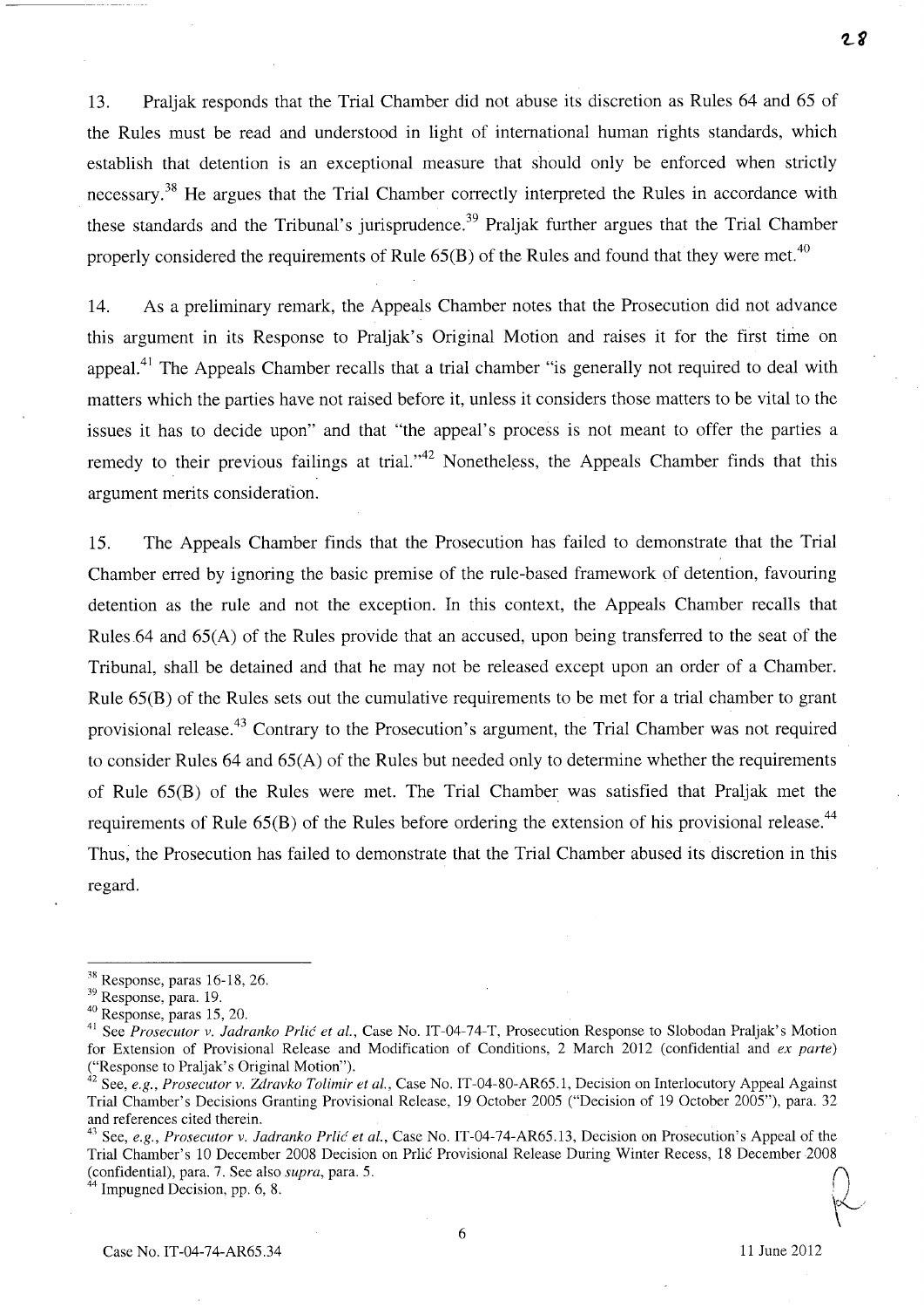13. Praljak responds that the Trial Chamber did not abuse its discretion as Rules 64 and 65 of the Rules must be read and understood in light of international human rights standards, which establish that detention is an exceptional measure that should only be enforced when strictly necessary.[38] He argues that the Trial Chamber correctly interpreted the Rules in accordance with these standards and the Tribunal's jurisprudence.[39] Praljak further argues that the Trial Chamber properly considered the requirements of Rule 65(B) of the Rules and found that they were met.[40]

14. As a preliminary remark, the Appeals Chamber notes that the Prosecution did not advance this argument in its Response to Praljak's Original Motion and raises it for the first time on appeal.[41] The Appeals Chamber recalls that a trial chamber "is generally not required to deal with matters which the parties have not raised before it, unless it considers those matters to be vital to the issues it has to decide upon" and that "the appeal's process is not meant to offer the parties a remedy to their previous failings at trial."[42] Nonetheless, the Appeals Chamber finds that this argument merits consideration.

15. The Appeals Chamber finds that the Prosecution has failed to demonstrate that the Trial Chamber erred by ignoring the basic premise of the rule-based framework of detention, favouring detention as the rule and not the exception. In this context, the Appeals Chamber recalls that Rules 64 and 65(A) of the Rules provide that an accused, upon being transferred to the seat of the Tribunal, shall be detained and that he may not be released except upon an order of a Chamber. Rule 65(B) of the Rules sets out the cumulative requirements to be met for a trial chamber to grant provisional release.[43] Contrary to the Prosecution's argument, the Trial Chamber was not required to consider Rules 64 and 65(A) of the Rules but needed only to determine whether the requirements of Rule 65(B) of the Rules were met. The Trial Chamber was satisfied that Praljak met the requirements of Rule 65(B) of the Rules before ordering the extension of his provisional release.[44] Thus, the Prosecution has failed to demonstrate that the Trial Chamber abused its discretion in this regard.

---

[38] Response, paras 16-18, 26.

[39] Response, para. 19.

[40] Response, paras 15, 20.

[41] See *Prosecutor v. Jadranko Prlić et al.*, Case No. IT-04-74-T, Prosecution Response to Slobodan Praljak's Motion for Extension of Provisional Release and Modification of Conditions, 2 March 2012 (confidential and *ex parte*) ("Response to Praljak's Original Motion").

[42] See, *e.g.*, *Prosecutor v. Zdravko Tolimir et al.*, Case No. IT-04-80-AR65.1, Decision on Interlocutory Appeal Against Trial Chamber's Decisions Granting Provisional Release, 19 October 2005 ("Decision of 19 October 2005"), para. 32 and references cited therein.

[43] See, *e.g.*, *Prosecutor v. Jadranko Prlić et al.*, Case No. IT-04-74-AR65.13, Decision on Prosecution's Appeal of the Trial Chamber's 10 December 2008 Decision on Prlić Provisional Release During Winter Recess, 18 December 2008 (confidential), para. 7. See also *supra*, para. 5.

[44] Impugned Decision, pp. 6, 8.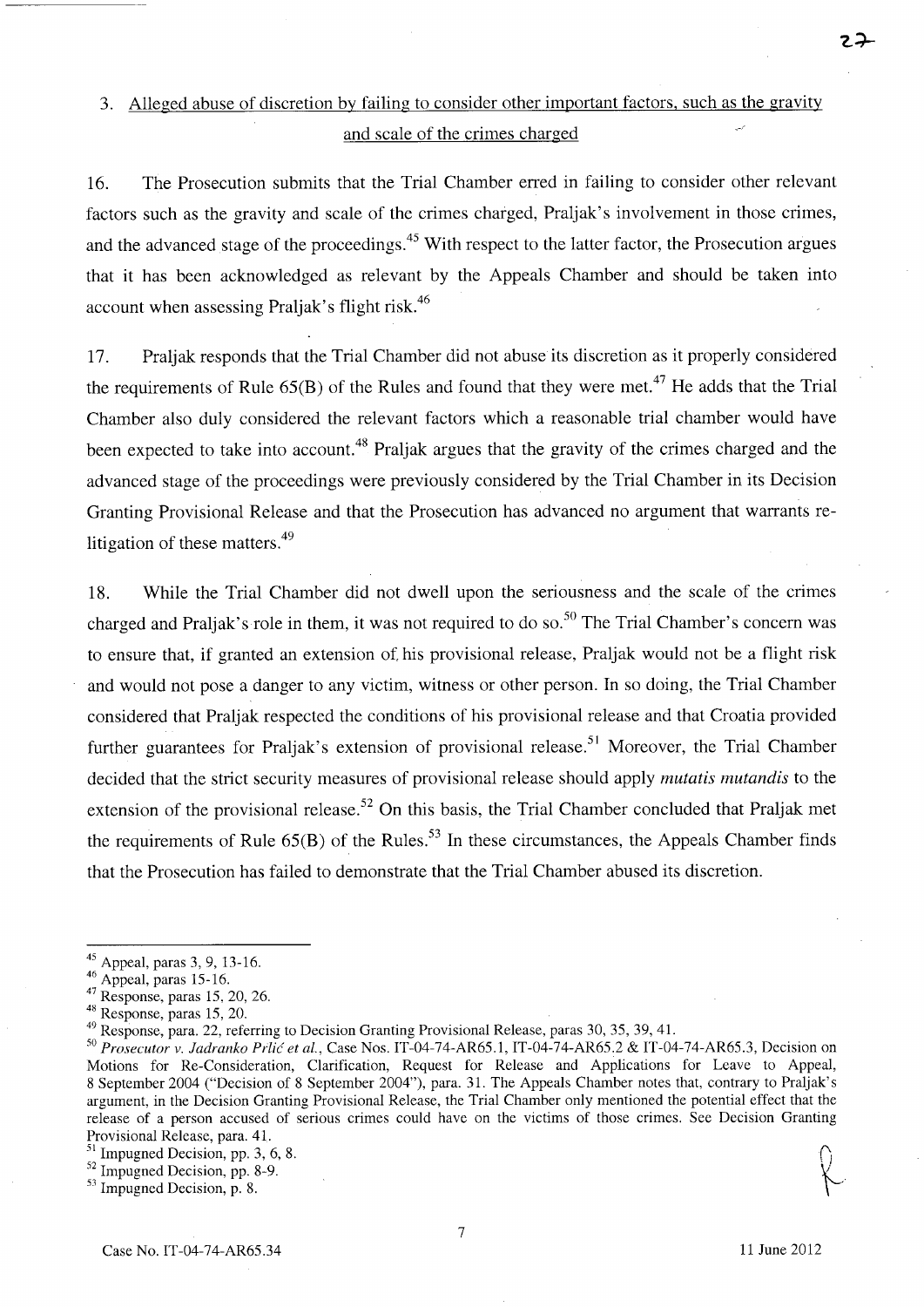## 3. Alleged abuse of discretion by failing to consider other important factors, such as the gravity and scale of the crimes charged

16. The Prosecution submits that the Trial Chamber erred in failing to consider other relevant factors such as the gravity and scale of the crimes charged, Praljak's involvement in those crimes, and the advanced stage of the proceedings.[45] With respect to the latter factor, the Prosecution argues that it has been acknowledged as relevant by the Appeals Chamber and should be taken into account when assessing Praljak's flight risk.[46]

17. Praljak responds that the Trial Chamber did not abuse its discretion as it properly considered the requirements of Rule 65(B) of the Rules and found that they were met.[47] He adds that the Trial Chamber also duly considered the relevant factors which a reasonable trial chamber would have been expected to take into account.[48] Praljak argues that the gravity of the crimes charged and the advanced stage of the proceedings were previously considered by the Trial Chamber in its Decision Granting Provisional Release and that the Prosecution has advanced no argument that warrants re-litigation of these matters.[49]

18. While the Trial Chamber did not dwell upon the seriousness and the scale of the crimes charged and Praljak's role in them, it was not required to do so.[50] The Trial Chamber's concern was to ensure that, if granted an extension of his provisional release, Praljak would not be a flight risk and would not pose a danger to any victim, witness or other person. In so doing, the Trial Chamber considered that Praljak respected the conditions of his provisional release and that Croatia provided further guarantees for Praljak's extension of provisional release.[51] Moreover, the Trial Chamber decided that the strict security measures of provisional release should apply *mutatis mutandis* to the extension of the provisional release.[52] On this basis, the Trial Chamber concluded that Praljak met the requirements of Rule 65(B) of the Rules.[53] In these circumstances, the Appeals Chamber finds that the Prosecution has failed to demonstrate that the Trial Chamber abused its discretion.

---

[45] Appeal, paras 3, 9, 13-16.

[46] Appeal, paras 15-16.

[47] Response, paras 15, 20, 26.

[48] Response, paras 15, 20.

[49] Response, para. 22, referring to Decision Granting Provisional Release, paras 30, 35, 39, 41.

[50] *Prosecutor v. Jadranko Prlić et al.*, Case Nos. IT-04-74-AR65.1, IT-04-74-AR65.2 & IT-04-74-AR65.3, Decision on Motions for Re-Consideration, Clarification, Request for Release and Applications for Leave to Appeal, 8 September 2004 ("Decision of 8 September 2004"), para. 31. The Appeals Chamber notes that, contrary to Praljak's argument, in the Decision Granting Provisional Release, the Trial Chamber only mentioned the potential effect that the release of a person accused of serious crimes could have on the victims of those crimes. See Decision Granting Provisional Release, para. 41.

[51] Impugned Decision, pp. 3, 6, 8.

[52] Impugned Decision, pp. 8-9.

[53] Impugned Decision, p. 8.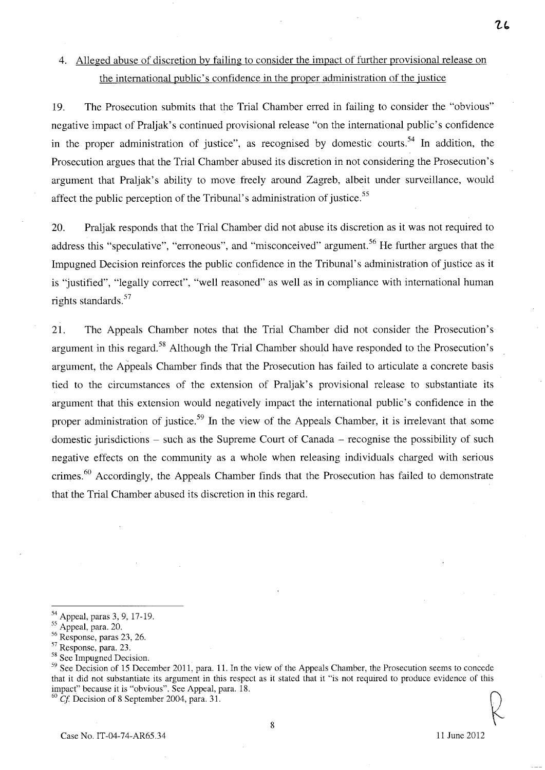4. Alleged abuse of discretion by failing to consider the impact of further provisional release on the international public's confidence in the proper administration of the justice

19. The Prosecution submits that the Trial Chamber erred in failing to consider the "obvious" negative impact of Praljak's continued provisional release "on the international public's confidence in the proper administration of justice", as recognised by domestic courts.[54] In addition, the Prosecution argues that the Trial Chamber abused its discretion in not considering the Prosecution's argument that Praljak's ability to move freely around Zagreb, albeit under surveillance, would affect the public perception of the Tribunal's administration of justice.[55]

20. Praljak responds that the Trial Chamber did not abuse its discretion as it was not required to address this "speculative", "erroneous", and "misconceived" argument.[56] He further argues that the Impugned Decision reinforces the public confidence in the Tribunal's administration of justice as it is "justified", "legally correct", "well reasoned" as well as in compliance with international human rights standards.[57]

21. The Appeals Chamber notes that the Trial Chamber did not consider the Prosecution's argument in this regard.[58] Although the Trial Chamber should have responded to the Prosecution's argument, the Appeals Chamber finds that the Prosecution has failed to articulate a concrete basis tied to the circumstances of the extension of Praljak's provisional release to substantiate its argument that this extension would negatively impact the international public's confidence in the proper administration of justice.[59] In the view of the Appeals Chamber, it is irrelevant that some domestic jurisdictions – such as the Supreme Court of Canada – recognise the possibility of such negative effects on the community as a whole when releasing individuals charged with serious crimes.[60] Accordingly, the Appeals Chamber finds that the Prosecution has failed to demonstrate that the Trial Chamber abused its discretion in this regard.

---

[54] Appeal, paras 3, 9, 17-19.

[55] Appeal, para. 20.

[56] Response, paras 23, 26.

[57] Response, para. 23.

[58] See Impugned Decision.

[59] See Decision of 15 December 2011, para. 11. In the view of the Appeals Chamber, the Prosecution seems to concede that it did not substantiate its argument in this respect as it stated that it "is not required to produce evidence of this impact" because it is "obvious". See Appeal, para. 18.

[60] *Cf.* Decision of 8 September 2004, para. 31.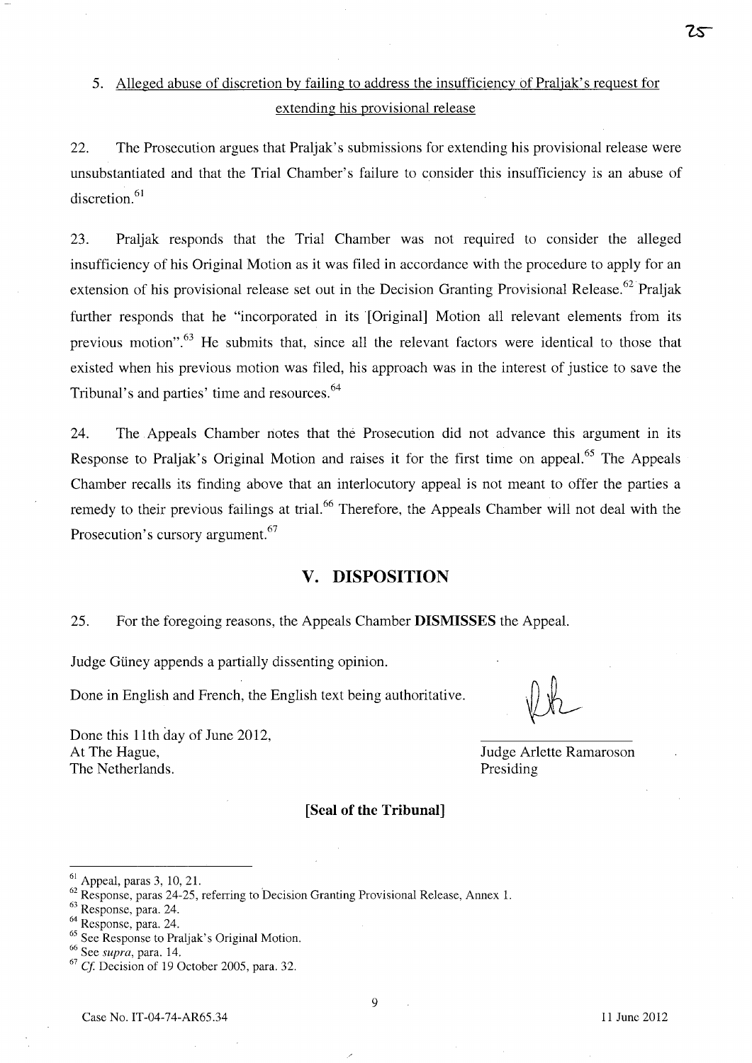5. Alleged abuse of discretion by failing to address the insufficiency of Praljak's request for extending his provisional release

22. The Prosecution argues that Praljak's submissions for extending his provisional release were unsubstantiated and that the Trial Chamber's failure to consider this insufficiency is an abuse of discretion.[61]

23. Praljak responds that the Trial Chamber was not required to consider the alleged insufficiency of his Original Motion as it was filed in accordance with the procedure to apply for an extension of his provisional release set out in the Decision Granting Provisional Release.[62] Praljak further responds that he "incorporated in its [Original] Motion all relevant elements from its previous motion".[63] He submits that, since all the relevant factors were identical to those that existed when his previous motion was filed, his approach was in the interest of justice to save the Tribunal's and parties' time and resources.[64]

24. The Appeals Chamber notes that the Prosecution did not advance this argument in its Response to Praljak's Original Motion and raises it for the first time on appeal.[65] The Appeals Chamber recalls its finding above that an interlocutory appeal is not meant to offer the parties a remedy to their previous failings at trial.[66] Therefore, the Appeals Chamber will not deal with the Prosecution's cursory argument.[67]

## V. DISPOSITION

25. For the foregoing reasons, the Appeals Chamber **DISMISSES** the Appeal.

Judge Güney appends a partially dissenting opinion.

Done in English and French, the English text being authoritative.

Done this 11th day of June 2012,
At The Hague,
The Netherlands.

Judge Arlette Ramaroson
Presiding

**[Seal of the Tribunal]**

---

[61] Appeal, paras 3, 10, 21.
[62] Response, paras 24-25, referring to Decision Granting Provisional Release, Annex 1.
[63] Response, para. 24.
[64] Response, para. 24.
[65] See Response to Praljak's Original Motion.
[66] See *supra*, para. 14.
[67] *Cf.* Decision of 19 October 2005, para. 32.

Case No. IT-04-74-AR65.34 11 June 2012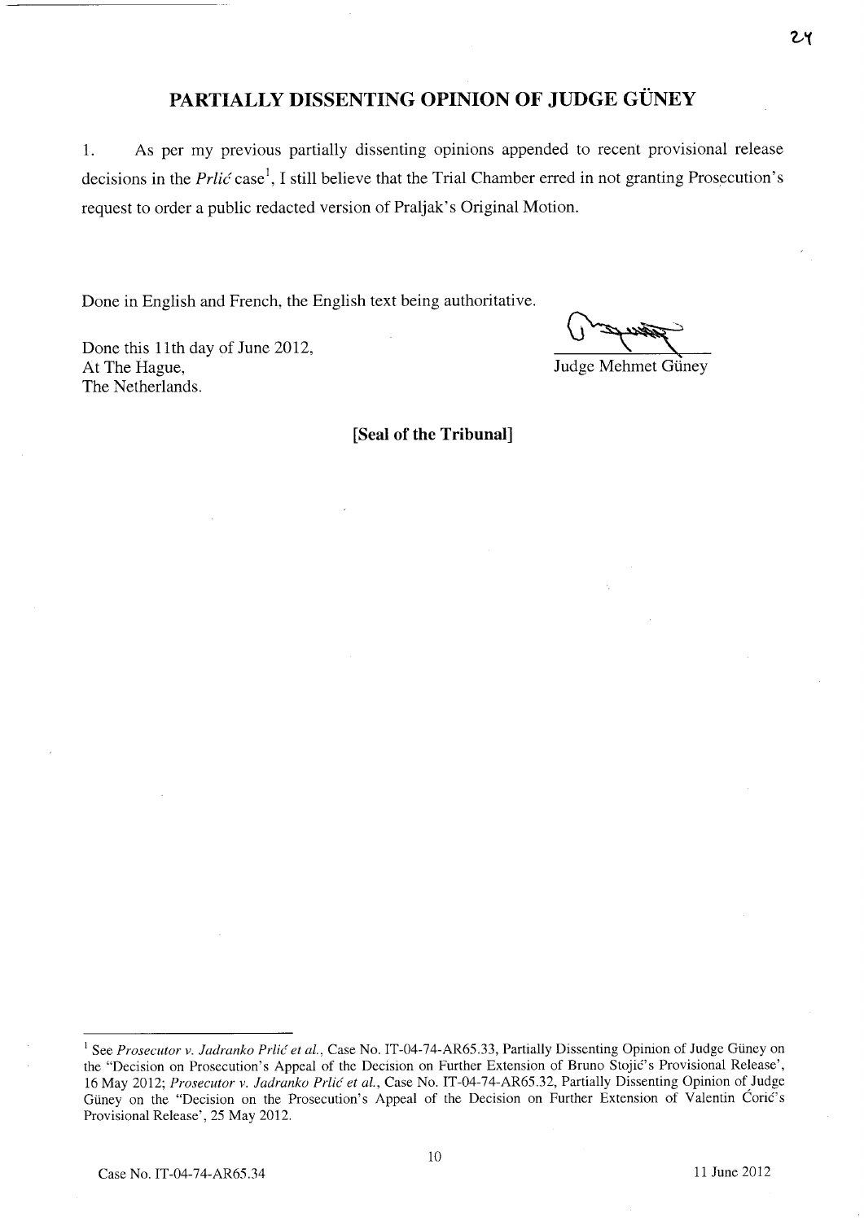# PARTIALLY DISSENTING OPINION OF JUDGE GÜNEY

1. As per my previous partially dissenting opinions appended to recent provisional release decisions in the *Prlić* case[1], I still believe that the Trial Chamber erred in not granting Prosecution's request to order a public redacted version of Praljak's Original Motion.

Done in English and French, the English text being authoritative.

Done this 11th day of June 2012,
At The Hague,
The Netherlands.

Judge Mehmet Güney

**[Seal of the Tribunal]**

---

[1] See *Prosecutor v. Jadranko Prlić et al.*, Case No. IT-04-74-AR65.33, Partially Dissenting Opinion of Judge Güney on the "Decision on Prosecution's Appeal of the Decision on Further Extension of Bruno Stojić's Provisional Release', 16 May 2012; *Prosecutor v. Jadranko Prlić et al.*, Case No. IT-04-74-AR65.32, Partially Dissenting Opinion of Judge Güney on the "Decision on the Prosecution's Appeal of the Decision on Further Extension of Valentin Ćorić's Provisional Release', 25 May 2012.

Case No. IT-04-74-AR65.34 — 11 June 2012